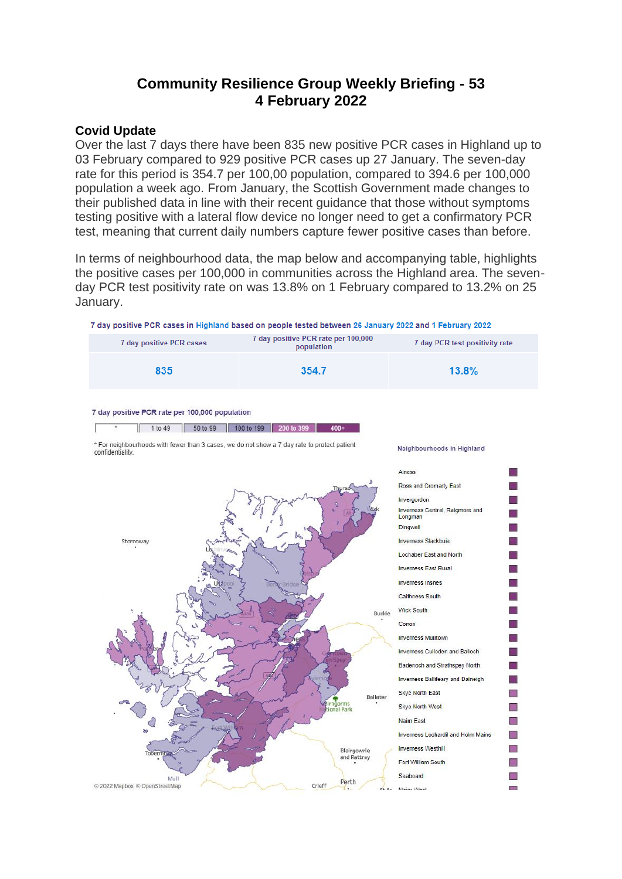# Community Resilience Group Weekly Briefing - 53
# 4 February 2022

## Covid Update

Over the last 7 days there have been 835 new positive PCR cases in Highland up to 03 February compared to 929 positive PCR cases up 27 January. The seven-day rate for this period is 354.7 per 100,00 population, compared to 394.6 per 100,000 population a week ago. From January, the Scottish Government made changes to their published data in line with their recent guidance that those without symptoms testing positive with a lateral flow device no longer need to get a confirmatory PCR test, meaning that current daily numbers capture fewer positive cases than before.

In terms of neighbourhood data, the map below and accompanying table, highlights the positive cases per 100,000 in communities across the Highland area. The seven-day PCR test positivity rate on was 13.8% on 1 February compared to 13.2% on 25 January.

7 day positive PCR cases in Highland based on people tested between 26 January 2022 and 1 February 2022

| 7 day positive PCR cases | 7 day positive PCR rate per 100,000 population | 7 day PCR test positivity rate |
|---|---|---|
| 835 | 354.7 | 13.8% |

7 day positive PCR rate per 100,000 population

| * | 1 to 49 | 50 to 99 | 100 to 199 | 200 to 399 | 400+ |
|---|---|---|---|---|---|

* For neighbourhoods with fewer than 3 cases, we do not show a 7 day rate to protect patient confidentiality.

Neighbourhoods in Highland

- Alness
- Ross and Cromarty East
- Invergordon
- Inverness Central, Raigmore and Longman
- Dingwall
- Inverness Slackbuie
- Lochaber East and North
- Inverness East Rural
- Inverness Inshes
- Caithness South
- Wick South
- Conon
- Inverness Muirtown
- Inverness Culloden and Balloch
- Badenoch and Strathspey North
- Inverness Ballifeary and Dalneigh
- Skye North East
- Skye North West
- Nairn East
- Inverness Lochardil and Holm Mains
- Inverness Westhill
- Fort William South
- Seaboard
- Nairn West

© 2022 Mapbox © OpenStreetMap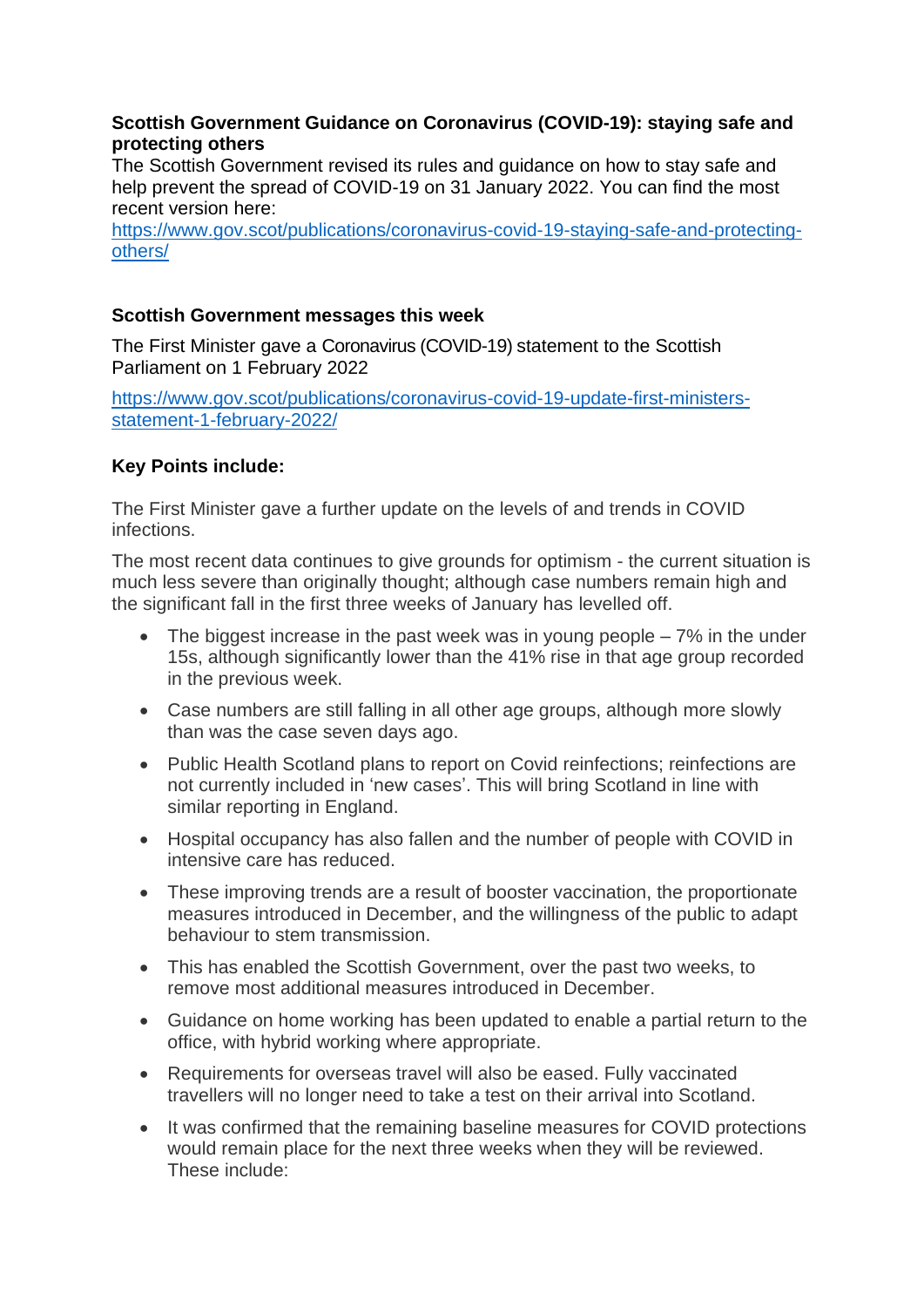**Scottish Government Guidance on Coronavirus (COVID-19): staying safe and protecting others**

The Scottish Government revised its rules and guidance on how to stay safe and help prevent the spread of COVID-19 on 31 January 2022. You can find the most recent version here: [https://www.gov.scot/publications/coronavirus-covid-19-staying-safe-and-protecting-others/](https://www.gov.scot/publications/coronavirus-covid-19-staying-safe-and-protecting-others/)

**Scottish Government messages this week**

The First Minister gave a Coronavirus (COVID-19) statement to the Scottish Parliament on 1 February 2022

[https://www.gov.scot/publications/coronavirus-covid-19-update-first-ministers-statement-1-february-2022/](https://www.gov.scot/publications/coronavirus-covid-19-update-first-ministers-statement-1-february-2022/)

**Key Points include:**

The First Minister gave a further update on the levels of and trends in COVID infections.

The most recent data continues to give grounds for optimism - the current situation is much less severe than originally thought; although case numbers remain high and the significant fall in the first three weeks of January has levelled off.

- The biggest increase in the past week was in young people – 7% in the under 15s, although significantly lower than the 41% rise in that age group recorded in the previous week.
- Case numbers are still falling in all other age groups, although more slowly than was the case seven days ago.
- Public Health Scotland plans to report on Covid reinfections; reinfections are not currently included in 'new cases'. This will bring Scotland in line with similar reporting in England.
- Hospital occupancy has also fallen and the number of people with COVID in intensive care has reduced.
- These improving trends are a result of booster vaccination, the proportionate measures introduced in December, and the willingness of the public to adapt behaviour to stem transmission.
- This has enabled the Scottish Government, over the past two weeks, to remove most additional measures introduced in December.
- Guidance on home working has been updated to enable a partial return to the office, with hybrid working where appropriate.
- Requirements for overseas travel will also be eased. Fully vaccinated travellers will no longer need to take a test on their arrival into Scotland.
- It was confirmed that the remaining baseline measures for COVID protections would remain place for the next three weeks when they will be reviewed. These include: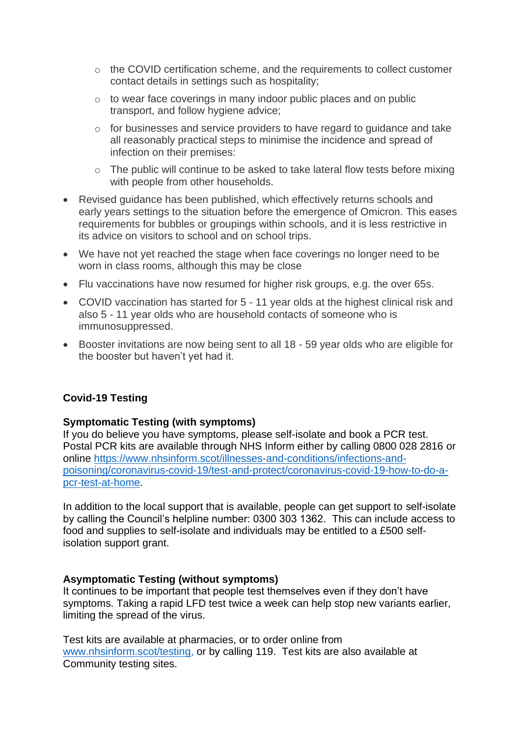- the COVID certification scheme, and the requirements to collect customer contact details in settings such as hospitality;
  - to wear face coverings in many indoor public places and on public transport, and follow hygiene advice;
  - for businesses and service providers to have regard to guidance and take all reasonably practical steps to minimise the incidence and spread of infection on their premises:
  - The public will continue to be asked to take lateral flow tests before mixing with people from other households.
- Revised guidance has been published, which effectively returns schools and early years settings to the situation before the emergence of Omicron. This eases requirements for bubbles or groupings within schools, and it is less restrictive in its advice on visitors to school and on school trips.
- We have not yet reached the stage when face coverings no longer need to be worn in class rooms, although this may be close
- Flu vaccinations have now resumed for higher risk groups, e.g. the over 65s.
- COVID vaccination has started for 5 - 11 year olds at the highest clinical risk and also 5 - 11 year olds who are household contacts of someone who is immunosuppressed.
- Booster invitations are now being sent to all 18 - 59 year olds who are eligible for the booster but haven't yet had it.

**Covid-19 Testing**

**Symptomatic Testing (with symptoms)**
If you do believe you have symptoms, please self-isolate and book a PCR test. Postal PCR kits are available through NHS Inform either by calling 0800 028 2816 or online [https://www.nhsinform.scot/illnesses-and-conditions/infections-and-poisoning/coronavirus-covid-19/test-and-protect/coronavirus-covid-19-how-to-do-a-pcr-test-at-home](https://www.nhsinform.scot/illnesses-and-conditions/infections-and-poisoning/coronavirus-covid-19/test-and-protect/coronavirus-covid-19-how-to-do-a-pcr-test-at-home).

In addition to the local support that is available, people can get support to self-isolate by calling the Council's helpline number: 0300 303 1362. This can include access to food and supplies to self-isolate and individuals may be entitled to a £500 self-isolation support grant.

**Asymptomatic Testing (without symptoms)**
It continues to be important that people test themselves even if they don't have symptoms. Taking a rapid LFD test twice a week can help stop new variants earlier, limiting the spread of the virus.

Test kits are available at pharmacies, or to order online from [www.nhsinform.scot/testing](www.nhsinform.scot/testing), or by calling 119. Test kits are also available at Community testing sites.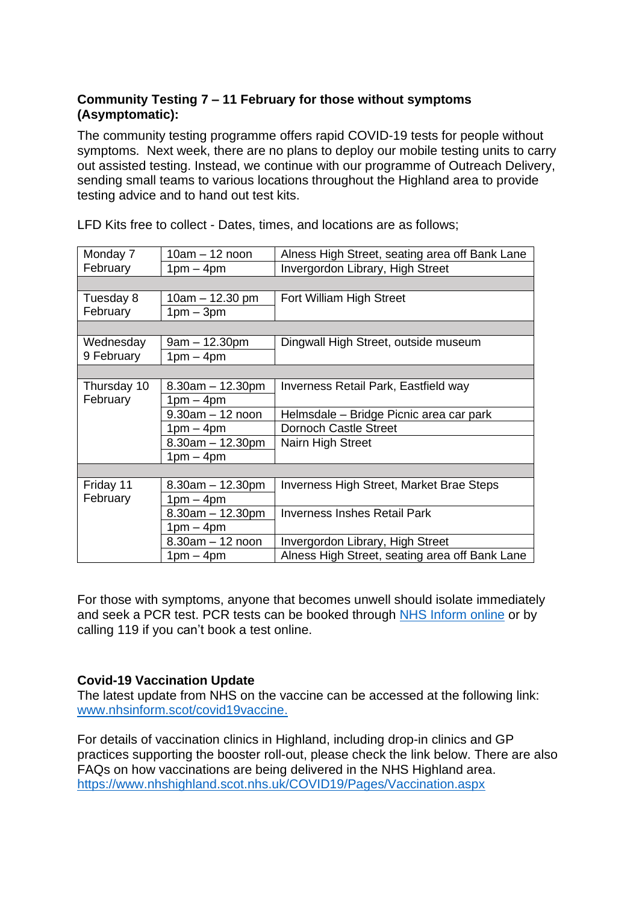**Community Testing 7 – 11 February for those without symptoms (Asymptomatic):**

The community testing programme offers rapid COVID-19 tests for people without symptoms. Next week, there are no plans to deploy our mobile testing units to carry out assisted testing. Instead, we continue with our programme of Outreach Delivery, sending small teams to various locations throughout the Highland area to provide testing advice and to hand out test kits.

LFD Kits free to collect - Dates, times, and locations are as follows;

| Day | Time | Location |
|---|---|---|
| Monday 7 February | 10am – 12 noon | Alness High Street, seating area off Bank Lane |
| | 1pm – 4pm | Invergordon Library, High Street |
| Tuesday 8 February | 10am – 12.30 pm | Fort William High Street |
| | 1pm – 3pm | |
| Wednesday 9 February | 9am – 12.30pm | Dingwall High Street, outside museum |
| | 1pm – 4pm | |
| Thursday 10 February | 8.30am – 12.30pm | Inverness Retail Park, Eastfield way |
| | 1pm – 4pm | |
| | 9.30am – 12 noon | Helmsdale – Bridge Picnic area car park |
| | 1pm – 4pm | Dornoch Castle Street |
| | 8.30am – 12.30pm | Nairn High Street |
| | 1pm – 4pm | |
| Friday 11 February | 8.30am – 12.30pm | Inverness High Street, Market Brae Steps |
| | 1pm – 4pm | |
| | 8.30am – 12.30pm | Inverness Inshes Retail Park |
| | 1pm – 4pm | |
| | 8.30am – 12 noon | Invergordon Library, High Street |
| | 1pm – 4pm | Alness High Street, seating area off Bank Lane |

For those with symptoms, anyone that becomes unwell should isolate immediately and seek a PCR test. PCR tests can be booked through NHS Inform online or by calling 119 if you can't book a test online.

**Covid-19 Vaccination Update**

The latest update from NHS on the vaccine can be accessed at the following link: www.nhsinform.scot/covid19vaccine.

For details of vaccination clinics in Highland, including drop-in clinics and GP practices supporting the booster roll-out, please check the link below. There are also FAQs on how vaccinations are being delivered in the NHS Highland area.
https://www.nhshighland.scot.nhs.uk/COVID19/Pages/Vaccination.aspx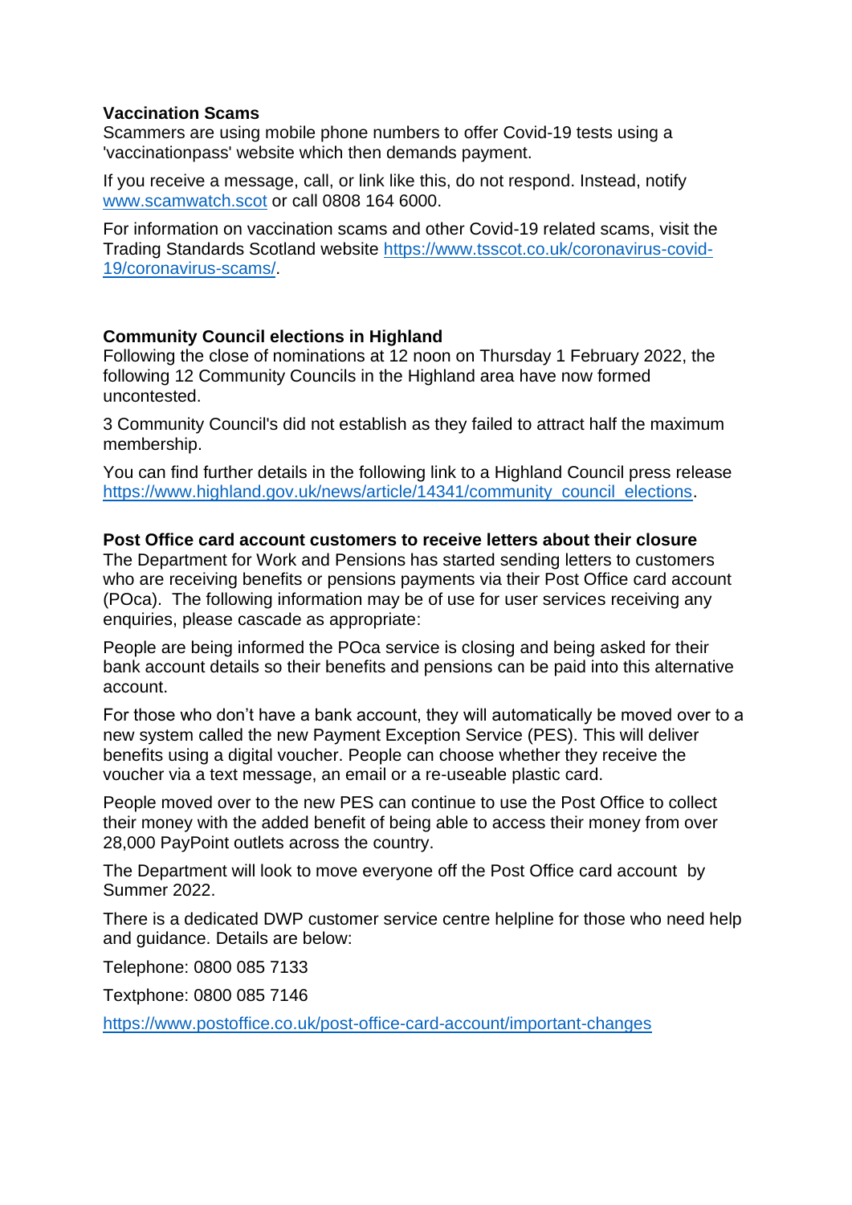**Vaccination Scams**

Scammers are using mobile phone numbers to offer Covid-19 tests using a 'vaccinationpass' website which then demands payment.

If you receive a message, call, or link like this, do not respond. Instead, notify www.scamwatch.scot or call 0808 164 6000.

For information on vaccination scams and other Covid-19 related scams, visit the Trading Standards Scotland website https://www.tsscot.co.uk/coronavirus-covid-19/coronavirus-scams/.

**Community Council elections in Highland**

Following the close of nominations at 12 noon on Thursday 1 February 2022, the following 12 Community Councils in the Highland area have now formed uncontested.

3 Community Council's did not establish as they failed to attract half the maximum membership.

You can find further details in the following link to a Highland Council press release https://www.highland.gov.uk/news/article/14341/community_council_elections.

**Post Office card account customers to receive letters about their closure**

The Department for Work and Pensions has started sending letters to customers who are receiving benefits or pensions payments via their Post Office card account (POca). The following information may be of use for user services receiving any enquiries, please cascade as appropriate:

People are being informed the POca service is closing and being asked for their bank account details so their benefits and pensions can be paid into this alternative account.

For those who don't have a bank account, they will automatically be moved over to a new system called the new Payment Exception Service (PES). This will deliver benefits using a digital voucher. People can choose whether they receive the voucher via a text message, an email or a re-useable plastic card.

People moved over to the new PES can continue to use the Post Office to collect their money with the added benefit of being able to access their money from over 28,000 PayPoint outlets across the country.

The Department will look to move everyone off the Post Office card account by Summer 2022.

There is a dedicated DWP customer service centre helpline for those who need help and guidance. Details are below:

Telephone: 0800 085 7133

Textphone: 0800 085 7146

https://www.postoffice.co.uk/post-office-card-account/important-changes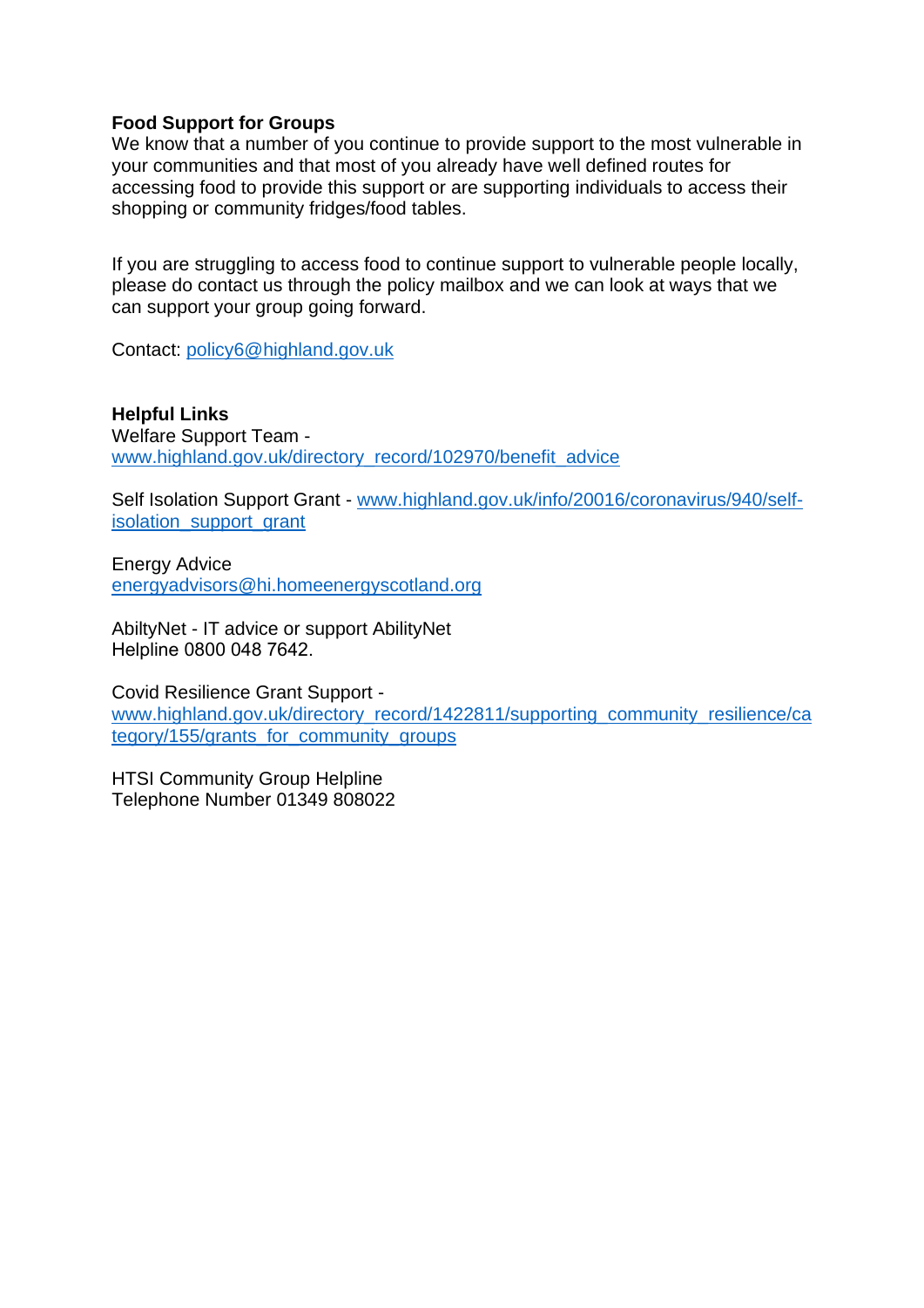**Food Support for Groups**

We know that a number of you continue to provide support to the most vulnerable in your communities and that most of you already have well defined routes for accessing food to provide this support or are supporting individuals to access their shopping or community fridges/food tables.

If you are struggling to access food to continue support to vulnerable people locally, please do contact us through the policy mailbox and we can look at ways that we can support your group going forward.

Contact: policy6@highland.gov.uk

**Helpful Links**

Welfare Support Team - www.highland.gov.uk/directory_record/102970/benefit_advice

Self Isolation Support Grant - www.highland.gov.uk/info/20016/coronavirus/940/self-isolation_support_grant

Energy Advice
energyadvisors@hi.homeenergyscotland.org

AbiltyNet - IT advice or support AbilityNet
Helpline 0800 048 7642.

Covid Resilience Grant Support - www.highland.gov.uk/directory_record/1422811/supporting_community_resilience/category/155/grants_for_community_groups

HTSI Community Group Helpline
Telephone Number 01349 808022